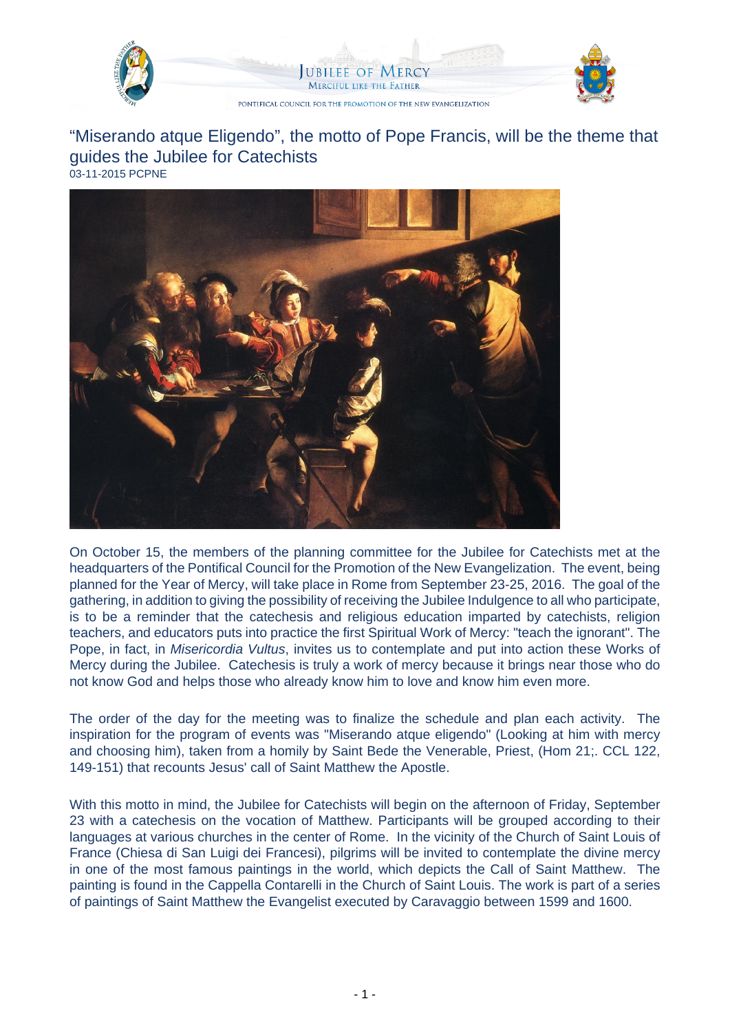# “Miserando atque Eligendo”, the motto of Pope Francis, will be the theme that guides the Jubilee for Catechists

03-11-2015 PCPNE

On October 15, the members of the planning committee for the Jubilee for Catechists met at the headquarters of the Pontifical Council for the Promotion of the New Evangelization. The event, being planned for the Year of Mercy, will take place in Rome from September 23-25, 2016. The goal of the gathering, in addition to giving the possibility of receiving the Jubilee Indulgence to all who participate, is to be a reminder that the catechesis and religious education imparted by catechists, religion teachers, and educators puts into practice the first Spiritual Work of Mercy: "teach the ignorant". The Pope, in fact, in *Misericordia Vultus*, invites us to contemplate and put into action these Works of Mercy during the Jubilee. Catechesis is truly a work of mercy because it brings near those who do not know God and helps those who already know him to love and know him even more.

The order of the day for the meeting was to finalize the schedule and plan each activity. The inspiration for the program of events was "Miserando atque eligendo" (Looking at him with mercy and choosing him), taken from a homily by Saint Bede the Venerable, Priest, (Hom 21;. CCL 122, 149-151) that recounts Jesus' call of Saint Matthew the Apostle.

With this motto in mind, the Jubilee for Catechists will begin on the afternoon of Friday, September 23 with a catechesis on the vocation of Matthew. Participants will be grouped according to their languages at various churches in the center of Rome. In the vicinity of the Church of Saint Louis of France (Chiesa di San Luigi dei Francesi), pilgrims will be invited to contemplate the divine mercy in one of the most famous paintings in the world, which depicts the Call of Saint Matthew. The painting is found in the Cappella Contarelli in the Church of Saint Louis. The work is part of a series of paintings of Saint Matthew the Evangelist executed by Caravaggio between 1599 and 1600.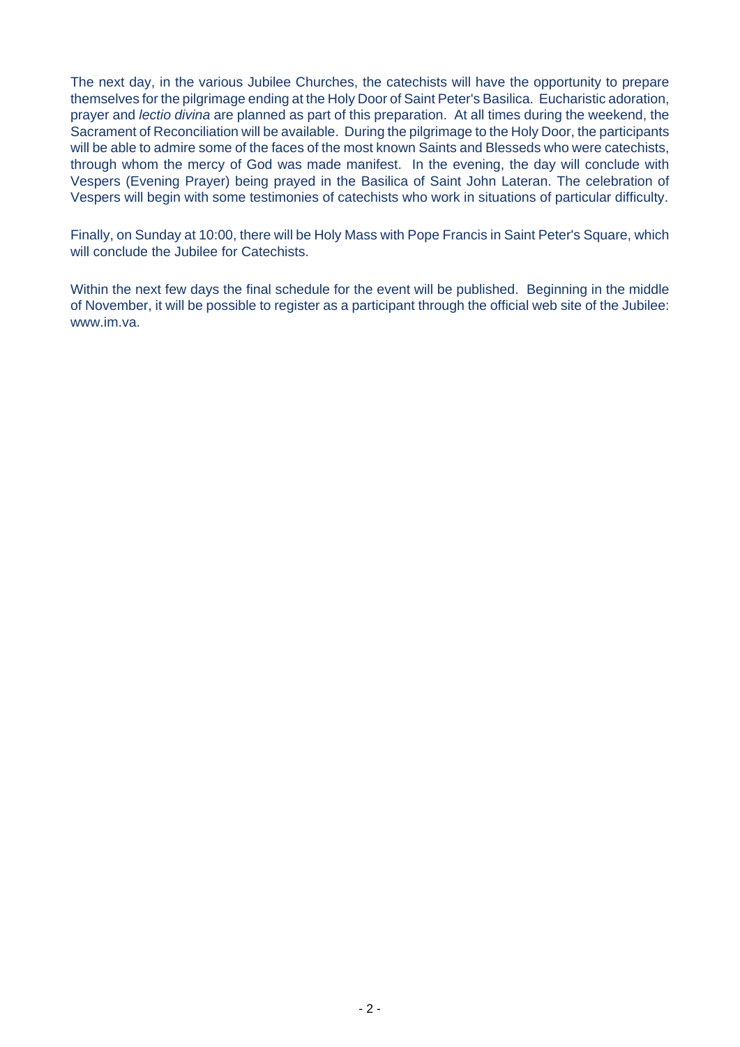The next day, in the various Jubilee Churches, the catechists will have the opportunity to prepare themselves for the pilgrimage ending at the Holy Door of Saint Peter's Basilica. Eucharistic adoration, prayer and *lectio divina* are planned as part of this preparation. At all times during the weekend, the Sacrament of Reconciliation will be available. During the pilgrimage to the Holy Door, the participants will be able to admire some of the faces of the most known Saints and Blesseds who were catechists, through whom the mercy of God was made manifest. In the evening, the day will conclude with Vespers (Evening Prayer) being prayed in the Basilica of Saint John Lateran. The celebration of Vespers will begin with some testimonies of catechists who work in situations of particular difficulty.

Finally, on Sunday at 10:00, there will be Holy Mass with Pope Francis in Saint Peter's Square, which will conclude the Jubilee for Catechists.

Within the next few days the final schedule for the event will be published. Beginning in the middle of November, it will be possible to register as a participant through the official web site of the Jubilee: www.im.va.